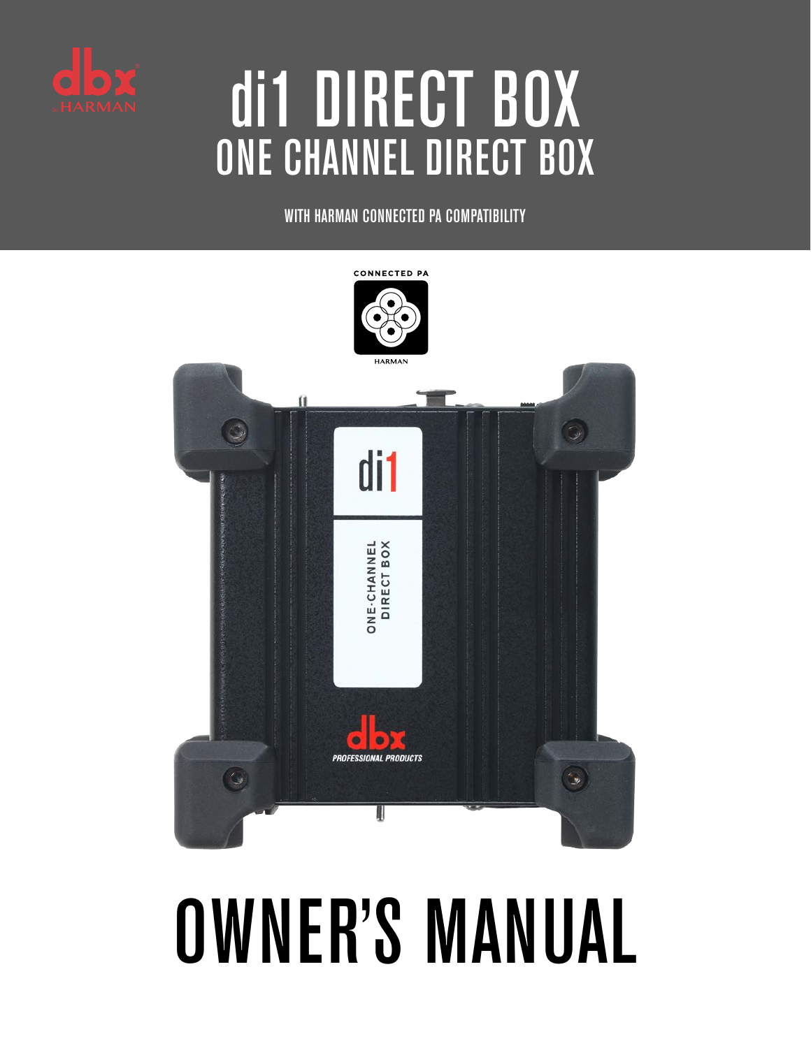# di1 DIRECT BOX
## ONE CHANNEL DIRECT BOX

WITH HARMAN CONNECTED PA COMPATIBILITY

# OWNER'S MANUAL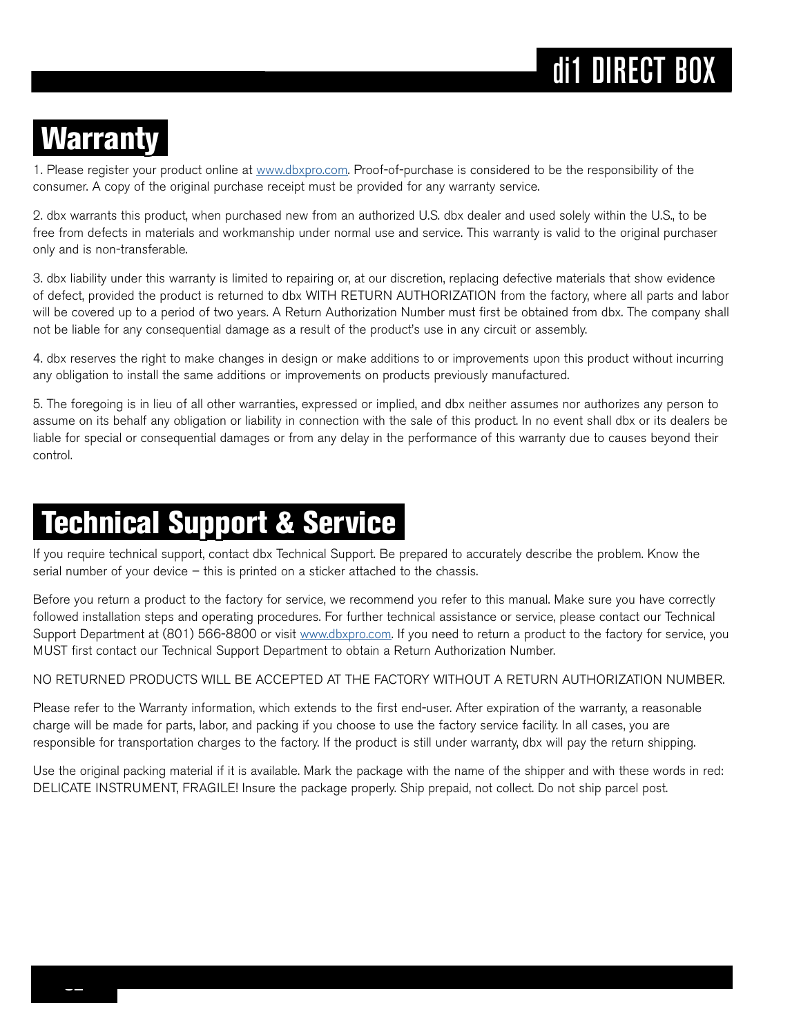## Warranty

1. Please register your product online at www.dbxpro.com. Proof-of-purchase is considered to be the responsibility of the consumer. A copy of the original purchase receipt must be provided for any warranty service.

2. dbx warrants this product, when purchased new from an authorized U.S. dbx dealer and used solely within the U.S., to be free from defects in materials and workmanship under normal use and service. This warranty is valid to the original purchaser only and is non-transferable.

3. dbx liability under this warranty is limited to repairing or, at our discretion, replacing defective materials that show evidence of defect, provided the product is returned to dbx WITH RETURN AUTHORIZATION from the factory, where all parts and labor will be covered up to a period of two years. A Return Authorization Number must first be obtained from dbx. The company shall not be liable for any consequential damage as a result of the product's use in any circuit or assembly.

4. dbx reserves the right to make changes in design or make additions to or improvements upon this product without incurring any obligation to install the same additions or improvements on products previously manufactured.

5. The foregoing is in lieu of all other warranties, expressed or implied, and dbx neither assumes nor authorizes any person to assume on its behalf any obligation or liability in connection with the sale of this product. In no event shall dbx or its dealers be liable for special or consequential damages or from any delay in the performance of this warranty due to causes beyond their control.

## Technical Support & Service

If you require technical support, contact dbx Technical Support. Be prepared to accurately describe the problem. Know the serial number of your device – this is printed on a sticker attached to the chassis.

Before you return a product to the factory for service, we recommend you refer to this manual. Make sure you have correctly followed installation steps and operating procedures. For further technical assistance or service, please contact our Technical Support Department at (801) 566-8800 or visit www.dbxpro.com. If you need to return a product to the factory for service, you MUST first contact our Technical Support Department to obtain a Return Authorization Number.

NO RETURNED PRODUCTS WILL BE ACCEPTED AT THE FACTORY WITHOUT A RETURN AUTHORIZATION NUMBER.

Please refer to the Warranty information, which extends to the first end-user. After expiration of the warranty, a reasonable charge will be made for parts, labor, and packing if you choose to use the factory service facility. In all cases, you are responsible for transportation charges to the factory. If the product is still under warranty, dbx will pay the return shipping.

Use the original packing material if it is available. Mark the package with the name of the shipper and with these words in red: DELICATE INSTRUMENT, FRAGILE! Insure the package properly. Ship prepaid, not collect. Do not ship parcel post.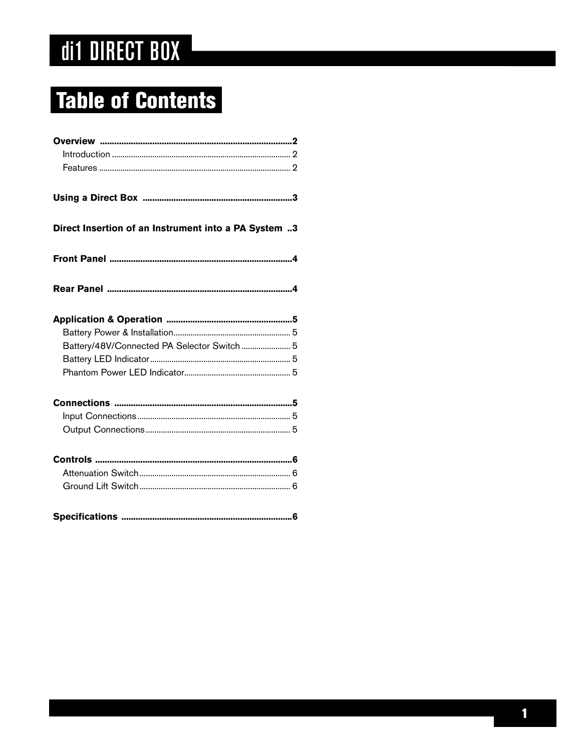# di1 DIRECT BOX

## Table of Contents

**Overview** .......... **2**
- Introduction .......... 2
- Features .......... 2

**Using a Direct Box** .......... **3**

**Direct Insertion of an Instrument into a PA System** .......... **3**

**Front Panel** .......... **4**

**Rear Panel** .......... **4**

**Application & Operation** .......... **5**
- Battery Power & Installation .......... 5
- Battery/48V/Connected PA Selector Switch .......... 5
- Battery LED Indicator .......... 5
- Phantom Power LED Indicator .......... 5

**Connections** .......... **5**
- Input Connections .......... 5
- Output Connections .......... 5

**Controls** .......... **6**
- Attenuation Switch .......... 6
- Ground Lift Switch .......... 6

**Specifications** .......... **6**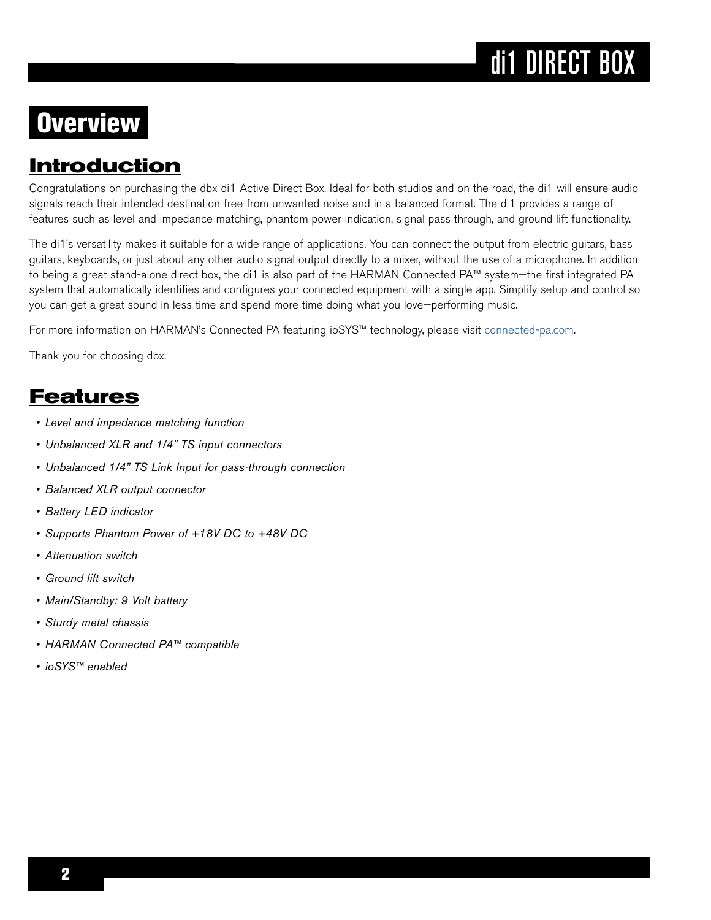# Overview

## Introduction

Congratulations on purchasing the dbx di1 Active Direct Box. Ideal for both studios and on the road, the di1 will ensure audio signals reach their intended destination free from unwanted noise and in a balanced format. The di1 provides a range of features such as level and impedance matching, phantom power indication, signal pass through, and ground lift functionality.

The di1's versatility makes it suitable for a wide range of applications. You can connect the output from electric guitars, bass guitars, keyboards, or just about any other audio signal output directly to a mixer, without the use of a microphone. In addition to being a great stand-alone direct box, the di1 is also part of the HARMAN Connected PA™ system—the first integrated PA system that automatically identifies and configures your connected equipment with a single app. Simplify setup and control so you can get a great sound in less time and spend more time doing what you love—performing music.

For more information on HARMAN's Connected PA featuring ioSYS™ technology, please visit connected-pa.com.

Thank you for choosing dbx.

## Features

- *Level and impedance matching function*
- *Unbalanced XLR and 1/4" TS input connectors*
- *Unbalanced 1/4" TS Link Input for pass-through connection*
- *Balanced XLR output connector*
- *Battery LED indicator*
- *Supports Phantom Power of +18V DC to +48V DC*
- *Attenuation switch*
- *Ground lift switch*
- *Main/Standby: 9 Volt battery*
- *Sturdy metal chassis*
- *HARMAN Connected PA™ compatible*
- *ioSYS™ enabled*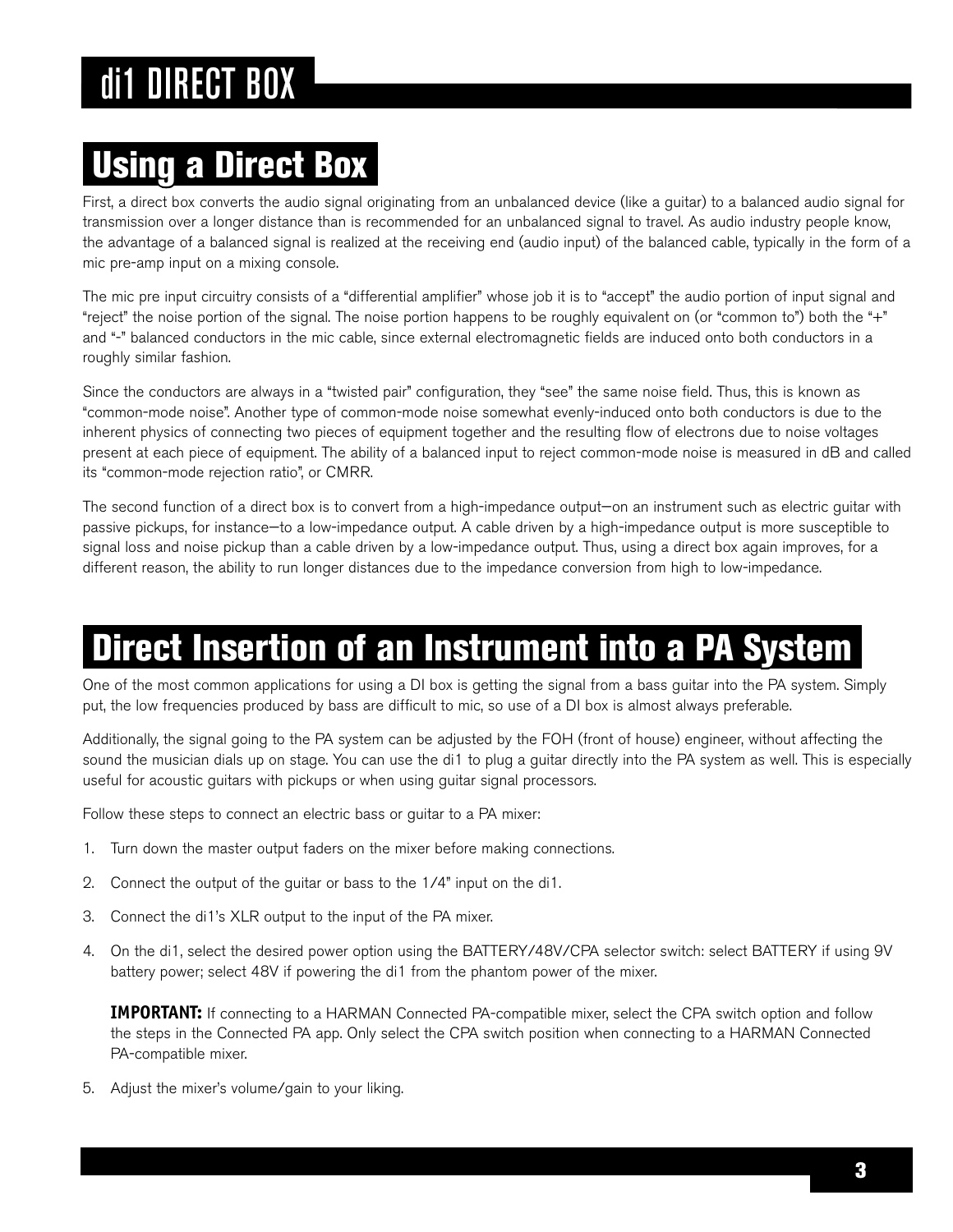## Using a Direct Box

First, a direct box converts the audio signal originating from an unbalanced device (like a guitar) to a balanced audio signal for transmission over a longer distance than is recommended for an unbalanced signal to travel. As audio industry people know, the advantage of a balanced signal is realized at the receiving end (audio input) of the balanced cable, typically in the form of a mic pre-amp input on a mixing console.

The mic pre input circuitry consists of a "differential amplifier" whose job it is to "accept" the audio portion of input signal and "reject" the noise portion of the signal. The noise portion happens to be roughly equivalent on (or "common to") both the "+" and "-" balanced conductors in the mic cable, since external electromagnetic fields are induced onto both conductors in a roughly similar fashion.

Since the conductors are always in a "twisted pair" configuration, they "see" the same noise field. Thus, this is known as "common-mode noise". Another type of common-mode noise somewhat evenly-induced onto both conductors is due to the inherent physics of connecting two pieces of equipment together and the resulting flow of electrons due to noise voltages present at each piece of equipment. The ability of a balanced input to reject common-mode noise is measured in dB and called its "common-mode rejection ratio", or CMRR.

The second function of a direct box is to convert from a high-impedance output—on an instrument such as electric guitar with passive pickups, for instance—to a low-impedance output. A cable driven by a high-impedance output is more susceptible to signal loss and noise pickup than a cable driven by a low-impedance output. Thus, using a direct box again improves, for a different reason, the ability to run longer distances due to the impedance conversion from high to low-impedance.

## Direct Insertion of an Instrument into a PA System

One of the most common applications for using a DI box is getting the signal from a bass guitar into the PA system. Simply put, the low frequencies produced by bass are difficult to mic, so use of a DI box is almost always preferable.

Additionally, the signal going to the PA system can be adjusted by the FOH (front of house) engineer, without affecting the sound the musician dials up on stage. You can use the di1 to plug a guitar directly into the PA system as well. This is especially useful for acoustic guitars with pickups or when using guitar signal processors.

Follow these steps to connect an electric bass or guitar to a PA mixer:

1. Turn down the master output faders on the mixer before making connections.
2. Connect the output of the guitar or bass to the 1/4" input on the di1.
3. Connect the di1's XLR output to the input of the PA mixer.
4. On the di1, select the desired power option using the BATTERY/48V/CPA selector switch: select BATTERY if using 9V battery power; select 48V if powering the di1 from the phantom power of the mixer.

   **IMPORTANT:** If connecting to a HARMAN Connected PA-compatible mixer, select the CPA switch option and follow the steps in the Connected PA app. Only select the CPA switch position when connecting to a HARMAN Connected PA-compatible mixer.

5. Adjust the mixer's volume/gain to your liking.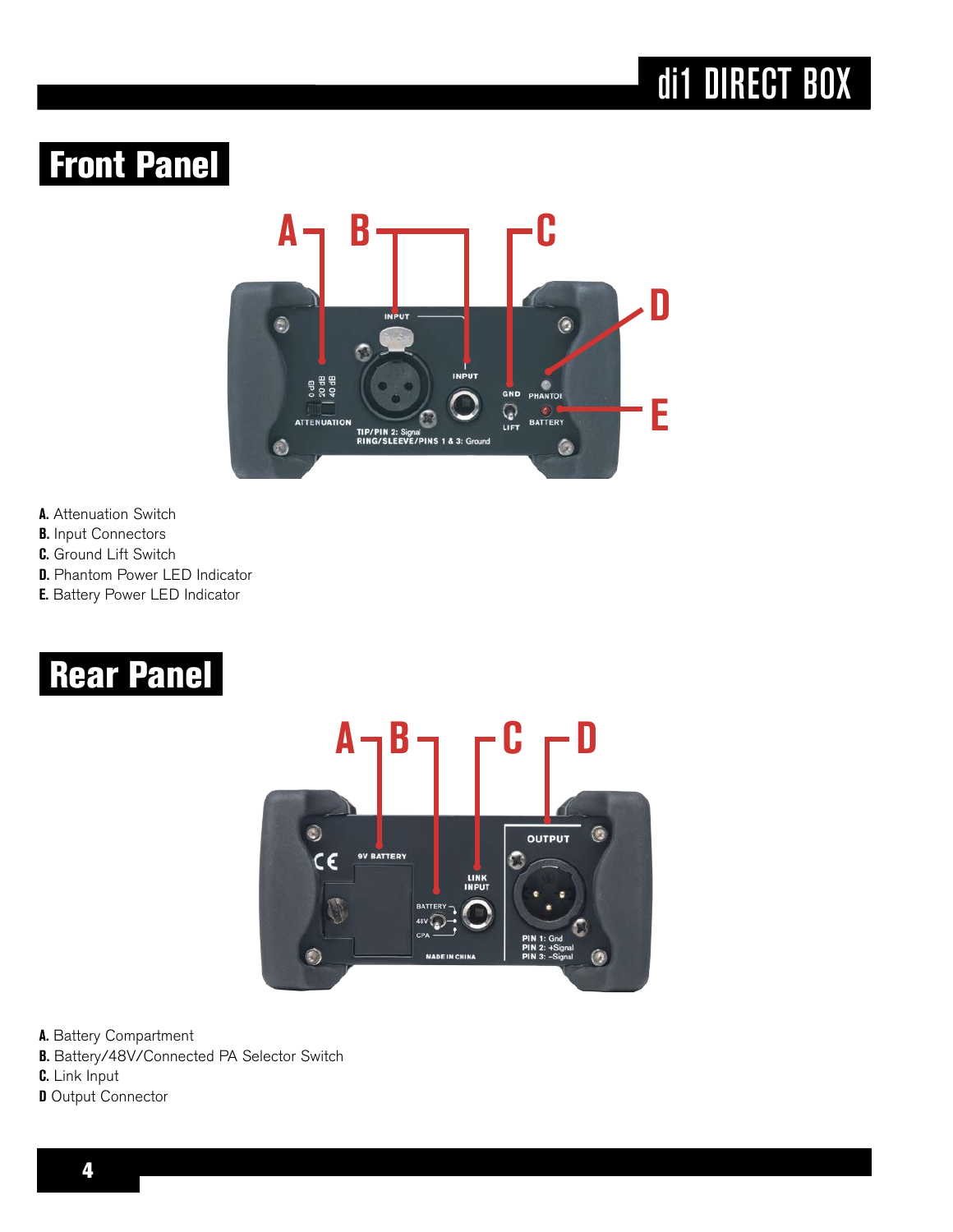## Front Panel

**A.** Attenuation Switch
**B.** Input Connectors
**C.** Ground Lift Switch
**D.** Phantom Power LED Indicator
**E.** Battery Power LED Indicator

## Rear Panel

**A.** Battery Compartment
**B.** Battery/48V/Connected PA Selector Switch
**C.** Link Input
**D** Output Connector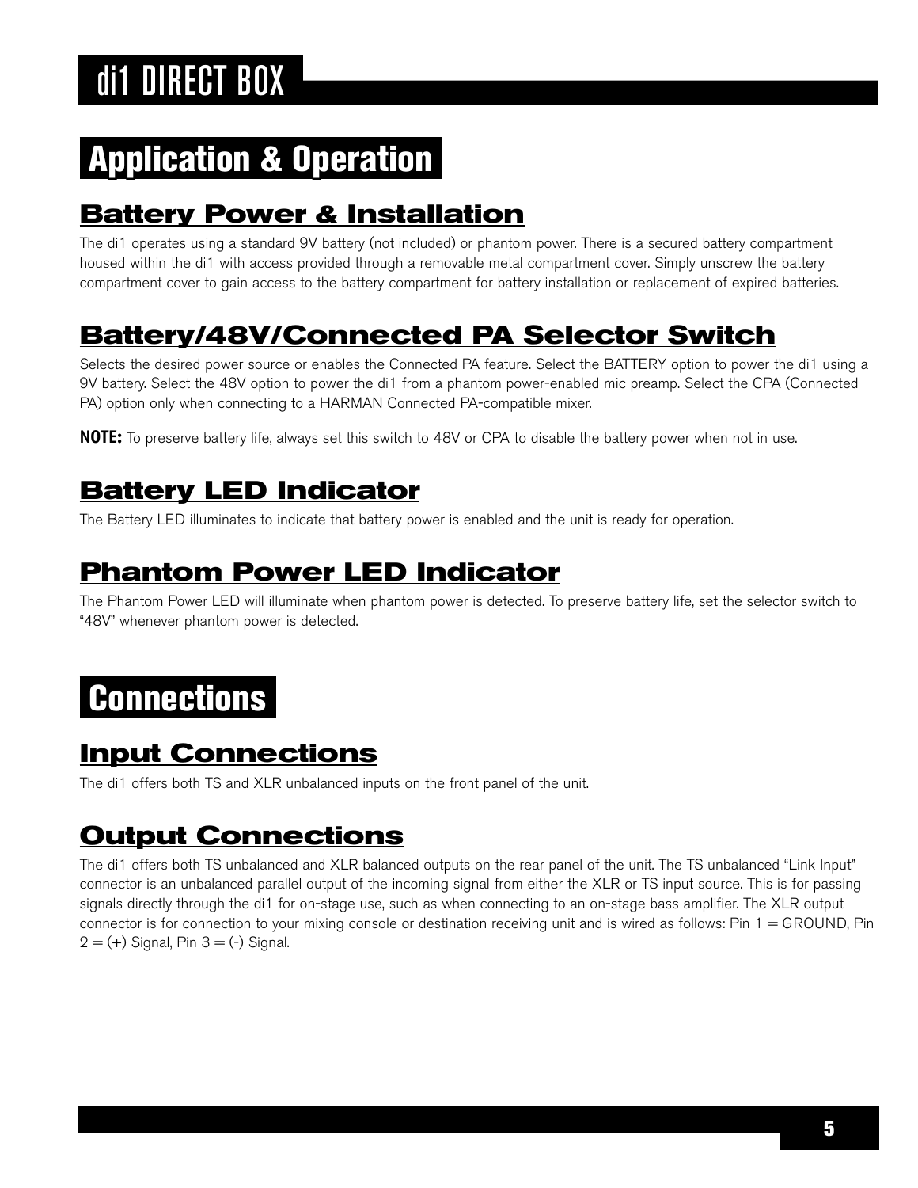# di1 DIRECT BOX

## Application & Operation

### Battery Power & Installation

The di1 operates using a standard 9V battery (not included) or phantom power. There is a secured battery compartment housed within the di1 with access provided through a removable metal compartment cover. Simply unscrew the battery compartment cover to gain access to the battery compartment for battery installation or replacement of expired batteries.

### Battery/48V/Connected PA Selector Switch

Selects the desired power source or enables the Connected PA feature. Select the BATTERY option to power the di1 using a 9V battery. Select the 48V option to power the di1 from a phantom power-enabled mic preamp. Select the CPA (Connected PA) option only when connecting to a HARMAN Connected PA-compatible mixer.

**NOTE:** To preserve battery life, always set this switch to 48V or CPA to disable the battery power when not in use.

### Battery LED Indicator

The Battery LED illuminates to indicate that battery power is enabled and the unit is ready for operation.

### Phantom Power LED Indicator

The Phantom Power LED will illuminate when phantom power is detected. To preserve battery life, set the selector switch to "48V" whenever phantom power is detected.

## Connections

### Input Connections

The di1 offers both TS and XLR unbalanced inputs on the front panel of the unit.

### Output Connections

The di1 offers both TS unbalanced and XLR balanced outputs on the rear panel of the unit. The TS unbalanced "Link Input" connector is an unbalanced parallel output of the incoming signal from either the XLR or TS input source. This is for passing signals directly through the di1 for on-stage use, such as when connecting to an on-stage bass amplifier. The XLR output connector is for connection to your mixing console or destination receiving unit and is wired as follows: Pin 1 = GROUND, Pin 2 = (+) Signal, Pin 3 = (-) Signal.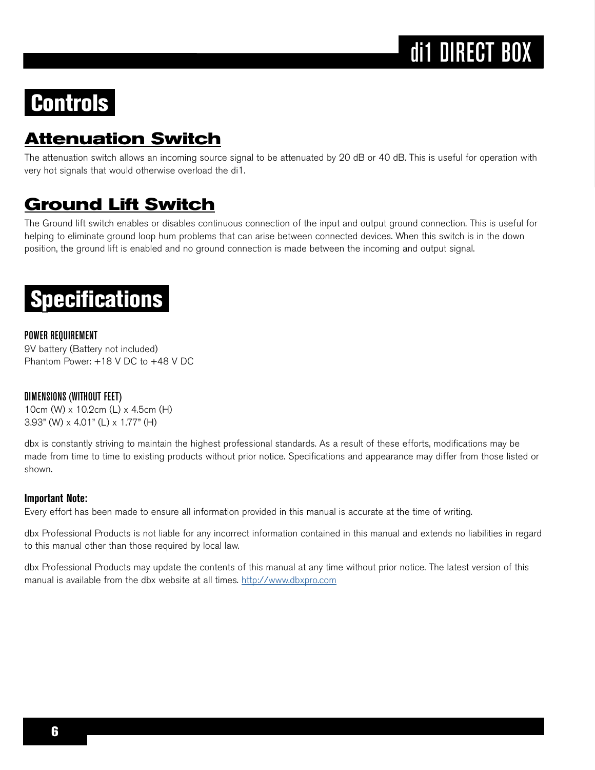# Controls

## Attenuation Switch

The attenuation switch allows an incoming source signal to be attenuated by 20 dB or 40 dB. This is useful for operation with very hot signals that would otherwise overload the di1.

## Ground Lift Switch

The Ground lift switch enables or disables continuous connection of the input and output ground connection. This is useful for helping to eliminate ground loop hum problems that can arise between connected devices. When this switch is in the down position, the ground lift is enabled and no ground connection is made between the incoming and output signal.

# Specifications

### POWER REQUIREMENT

9V battery (Battery not included)
Phantom Power: +18 V DC to +48 V DC

### DIMENSIONS (WITHOUT FEET)

10cm (W) x 10.2cm (L) x 4.5cm (H)
3.93" (W) x 4.01" (L) x 1.77" (H)

dbx is constantly striving to maintain the highest professional standards. As a result of these efforts, modifications may be made from time to time to existing products without prior notice. Specifications and appearance may differ from those listed or shown.

**Important Note:**

Every effort has been made to ensure all information provided in this manual is accurate at the time of writing.

dbx Professional Products is not liable for any incorrect information contained in this manual and extends no liabilities in regard to this manual other than those required by local law.

dbx Professional Products may update the contents of this manual at any time without prior notice. The latest version of this manual is available from the dbx website at all times. http://www.dbxpro.com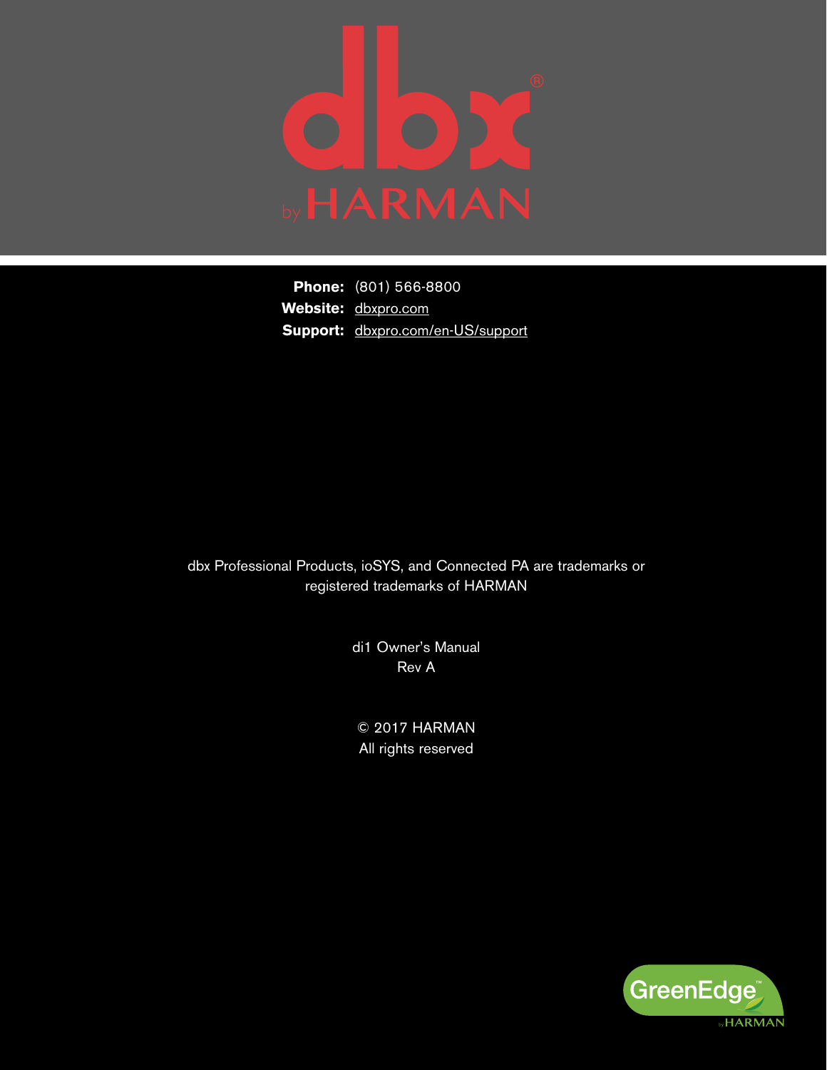**Phone:** (801) 566-8800
**Website:** dbxpro.com
**Support:** dbxpro.com/en-US/support

dbx Professional Products, ioSYS, and Connected PA are trademarks or registered trademarks of HARMAN

di1 Owner's Manual
Rev A

© 2017 HARMAN
All rights reserved